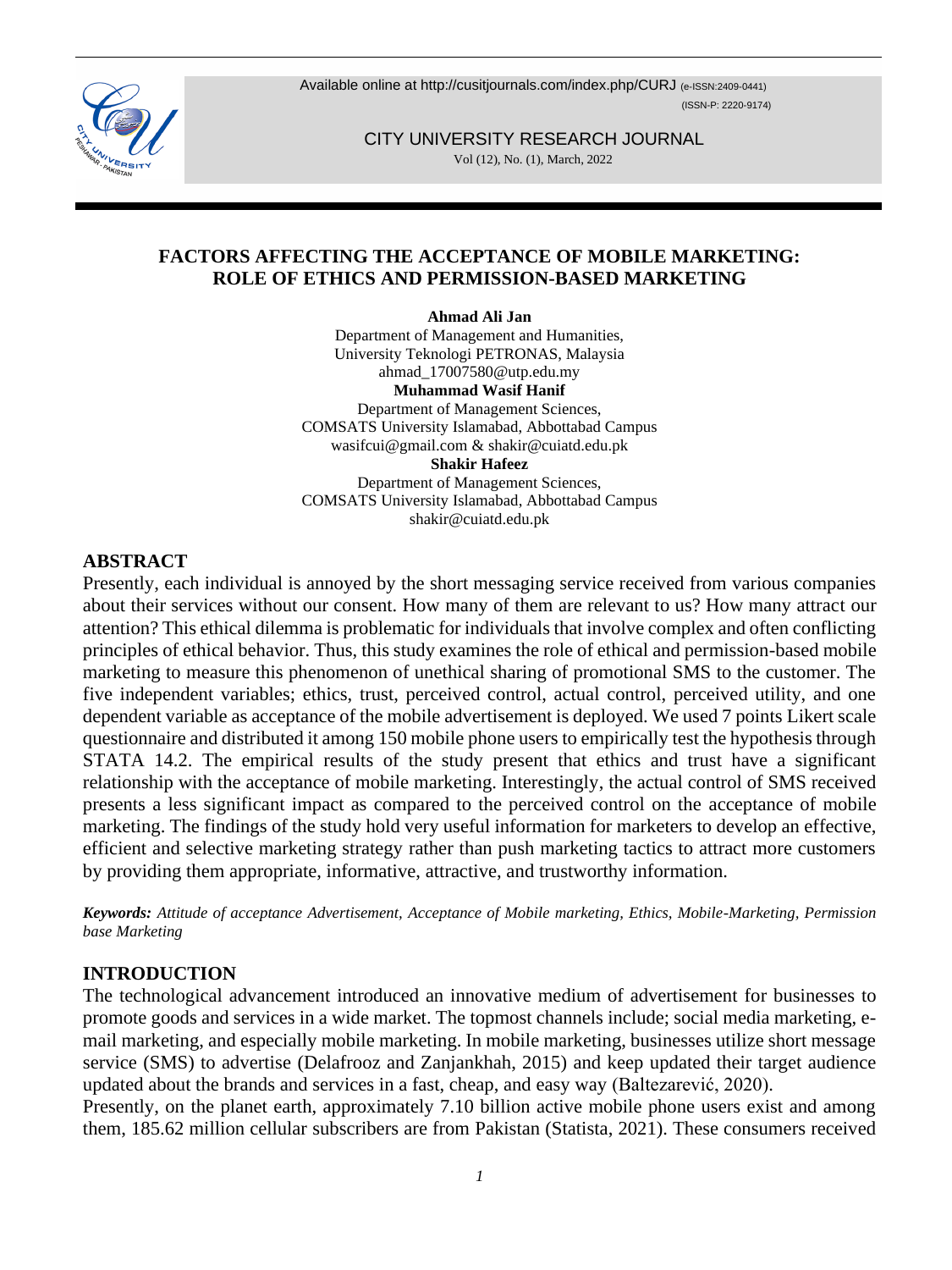# FACTORS AFFECTING THE ACCEPTANCE OF MOBILE MARKETING: ROLE OF ETHICS AND PERMISSION-BASED MARKETING

**Ahmad Ali Jan**
Department of Management and Humanities,
University Teknologi PETRONAS, Malaysia
ahmad_17007580@utp.edu.my

**Muhammad Wasif Hanif**
Department of Management Sciences,
COMSATS University Islamabad, Abbottabad Campus
wasifcui@gmail.com & shakir@cuiatd.edu.pk

**Shakir Hafeez**
Department of Management Sciences,
COMSATS University Islamabad, Abbottabad Campus
shakir@cuiatd.edu.pk

## ABSTRACT

Presently, each individual is annoyed by the short messaging service received from various companies about their services without our consent. How many of them are relevant to us? How many attract our attention? This ethical dilemma is problematic for individuals that involve complex and often conflicting principles of ethical behavior. Thus, this study examines the role of ethical and permission-based mobile marketing to measure this phenomenon of unethical sharing of promotional SMS to the customer. The five independent variables; ethics, trust, perceived control, actual control, perceived utility, and one dependent variable as acceptance of the mobile advertisement is deployed. We used 7 points Likert scale questionnaire and distributed it among 150 mobile phone users to empirically test the hypothesis through STATA 14.2. The empirical results of the study present that ethics and trust have a significant relationship with the acceptance of mobile marketing. Interestingly, the actual control of SMS received presents a less significant impact as compared to the perceived control on the acceptance of mobile marketing. The findings of the study hold very useful information for marketers to develop an effective, efficient and selective marketing strategy rather than push marketing tactics to attract more customers by providing them appropriate, informative, attractive, and trustworthy information.

***Keywords:*** *Attitude of acceptance Advertisement, Acceptance of Mobile marketing, Ethics, Mobile-Marketing, Permission base Marketing*

## INTRODUCTION

The technological advancement introduced an innovative medium of advertisement for businesses to promote goods and services in a wide market. The topmost channels include; social media marketing, e-mail marketing, and especially mobile marketing. In mobile marketing, businesses utilize short message service (SMS) to advertise (Delafrooz and Zanjankhah, 2015) and keep updated their target audience updated about the brands and services in a fast, cheap, and easy way (Baltezarević, 2020).

Presently, on the planet earth, approximately 7.10 billion active mobile phone users exist and among them, 185.62 million cellular subscribers are from Pakistan (Statista, 2021). These consumers received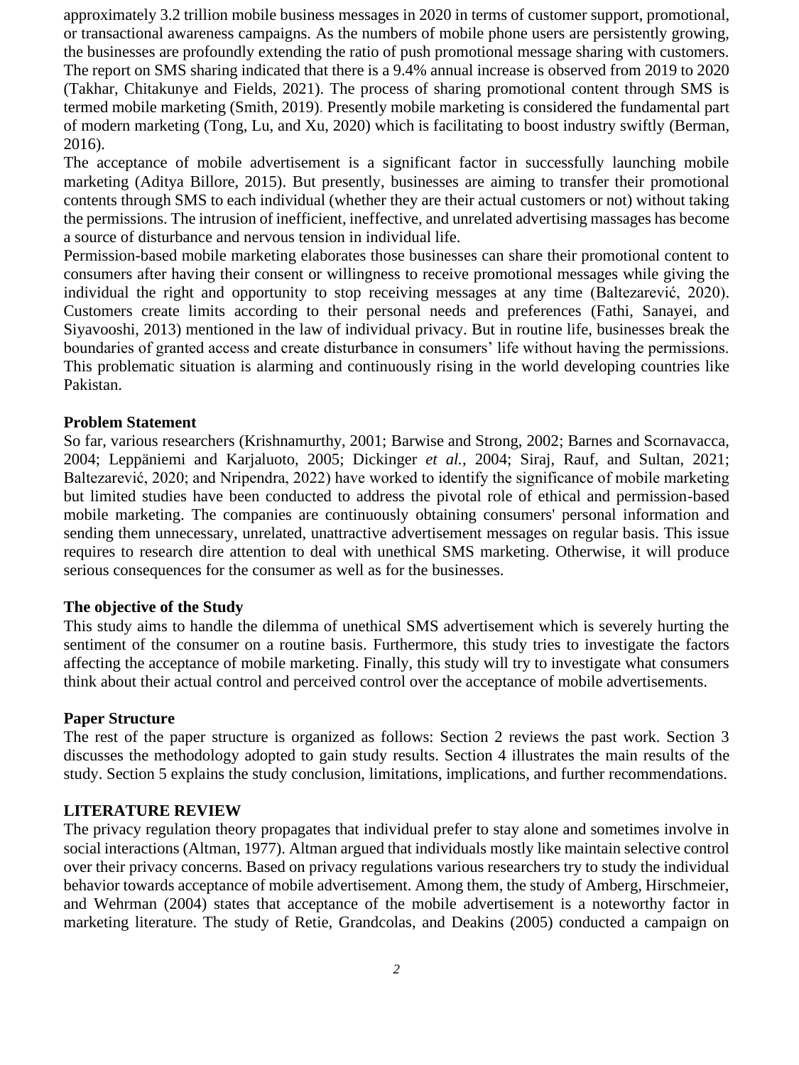approximately 3.2 trillion mobile business messages in 2020 in terms of customer support, promotional, or transactional awareness campaigns. As the numbers of mobile phone users are persistently growing, the businesses are profoundly extending the ratio of push promotional message sharing with customers. The report on SMS sharing indicated that there is a 9.4% annual increase is observed from 2019 to 2020 (Takhar, Chitakunye and Fields, 2021). The process of sharing promotional content through SMS is termed mobile marketing (Smith, 2019). Presently mobile marketing is considered the fundamental part of modern marketing (Tong, Lu, and Xu, 2020) which is facilitating to boost industry swiftly (Berman, 2016).

The acceptance of mobile advertisement is a significant factor in successfully launching mobile marketing (Aditya Billore, 2015). But presently, businesses are aiming to transfer their promotional contents through SMS to each individual (whether they are their actual customers or not) without taking the permissions. The intrusion of inefficient, ineffective, and unrelated advertising massages has become a source of disturbance and nervous tension in individual life.

Permission-based mobile marketing elaborates those businesses can share their promotional content to consumers after having their consent or willingness to receive promotional messages while giving the individual the right and opportunity to stop receiving messages at any time (Baltezarević, 2020). Customers create limits according to their personal needs and preferences (Fathi, Sanayei, and Siyavooshi, 2013) mentioned in the law of individual privacy. But in routine life, businesses break the boundaries of granted access and create disturbance in consumers' life without having the permissions. This problematic situation is alarming and continuously rising in the world developing countries like Pakistan.

**Problem Statement**

So far, various researchers (Krishnamurthy, 2001; Barwise and Strong, 2002; Barnes and Scornavacca, 2004; Leppäniemi and Karjaluoto, 2005; Dickinger *et al.*, 2004; Siraj, Rauf, and Sultan, 2021; Baltezarević, 2020; and Nripendra, 2022) have worked to identify the significance of mobile marketing but limited studies have been conducted to address the pivotal role of ethical and permission-based mobile marketing. The companies are continuously obtaining consumers' personal information and sending them unnecessary, unrelated, unattractive advertisement messages on regular basis. This issue requires to research dire attention to deal with unethical SMS marketing. Otherwise, it will produce serious consequences for the consumer as well as for the businesses.

**The objective of the Study**

This study aims to handle the dilemma of unethical SMS advertisement which is severely hurting the sentiment of the consumer on a routine basis. Furthermore, this study tries to investigate the factors affecting the acceptance of mobile marketing. Finally, this study will try to investigate what consumers think about their actual control and perceived control over the acceptance of mobile advertisements.

**Paper Structure**

The rest of the paper structure is organized as follows: Section 2 reviews the past work. Section 3 discusses the methodology adopted to gain study results. Section 4 illustrates the main results of the study. Section 5 explains the study conclusion, limitations, implications, and further recommendations.

**LITERATURE REVIEW**

The privacy regulation theory propagates that individual prefer to stay alone and sometimes involve in social interactions (Altman, 1977). Altman argued that individuals mostly like maintain selective control over their privacy concerns. Based on privacy regulations various researchers try to study the individual behavior towards acceptance of mobile advertisement. Among them, the study of Amberg, Hirschmeier, and Wehrman (2004) states that acceptance of the mobile advertisement is a noteworthy factor in marketing literature. The study of Retie, Grandcolas, and Deakins (2005) conducted a campaign on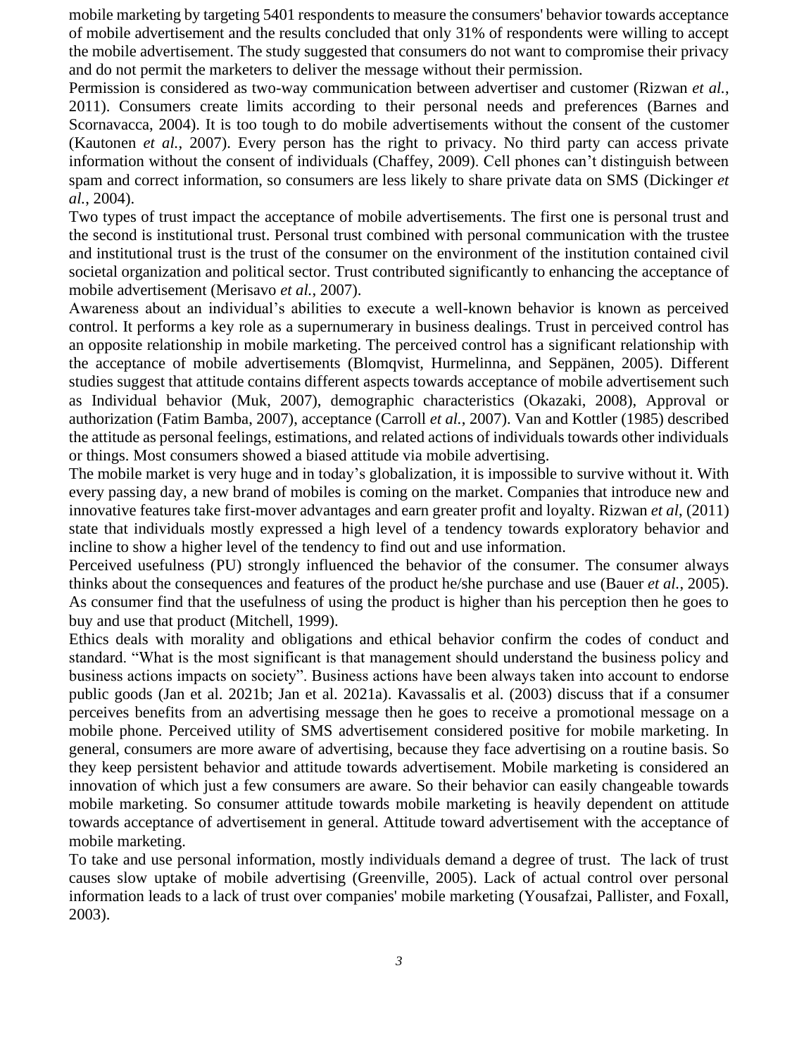mobile marketing by targeting 5401 respondents to measure the consumers' behavior towards acceptance of mobile advertisement and the results concluded that only 31% of respondents were willing to accept the mobile advertisement. The study suggested that consumers do not want to compromise their privacy and do not permit the marketers to deliver the message without their permission.

Permission is considered as two-way communication between advertiser and customer (Rizwan *et al.*, 2011). Consumers create limits according to their personal needs and preferences (Barnes and Scornavacca, 2004). It is too tough to do mobile advertisements without the consent of the customer (Kautonen *et al.*, 2007). Every person has the right to privacy. No third party can access private information without the consent of individuals (Chaffey, 2009). Cell phones can't distinguish between spam and correct information, so consumers are less likely to share private data on SMS (Dickinger *et al.*, 2004).

Two types of trust impact the acceptance of mobile advertisements. The first one is personal trust and the second is institutional trust. Personal trust combined with personal communication with the trustee and institutional trust is the trust of the consumer on the environment of the institution contained civil societal organization and political sector. Trust contributed significantly to enhancing the acceptance of mobile advertisement (Merisavo *et al.*, 2007).

Awareness about an individual's abilities to execute a well-known behavior is known as perceived control. It performs a key role as a supernumerary in business dealings. Trust in perceived control has an opposite relationship in mobile marketing. The perceived control has a significant relationship with the acceptance of mobile advertisements (Blomqvist, Hurmelinna, and Seppänen, 2005). Different studies suggest that attitude contains different aspects towards acceptance of mobile advertisement such as Individual behavior (Muk, 2007), demographic characteristics (Okazaki, 2008), Approval or authorization (Fatim Bamba, 2007), acceptance (Carroll *et al.*, 2007). Van and Kottler (1985) described the attitude as personal feelings, estimations, and related actions of individuals towards other individuals or things. Most consumers showed a biased attitude via mobile advertising.

The mobile market is very huge and in today's globalization, it is impossible to survive without it. With every passing day, a new brand of mobiles is coming on the market. Companies that introduce new and innovative features take first-mover advantages and earn greater profit and loyalty. Rizwan *et al*, (2011) state that individuals mostly expressed a high level of a tendency towards exploratory behavior and incline to show a higher level of the tendency to find out and use information.

Perceived usefulness (PU) strongly influenced the behavior of the consumer. The consumer always thinks about the consequences and features of the product he/she purchase and use (Bauer *et al.*, 2005). As consumer find that the usefulness of using the product is higher than his perception then he goes to buy and use that product (Mitchell, 1999).

Ethics deals with morality and obligations and ethical behavior confirm the codes of conduct and standard. "What is the most significant is that management should understand the business policy and business actions impacts on society". Business actions have been always taken into account to endorse public goods (Jan et al. 2021b; Jan et al. 2021a). Kavassalis et al. (2003) discuss that if a consumer perceives benefits from an advertising message then he goes to receive a promotional message on a mobile phone. Perceived utility of SMS advertisement considered positive for mobile marketing. In general, consumers are more aware of advertising, because they face advertising on a routine basis. So they keep persistent behavior and attitude towards advertisement. Mobile marketing is considered an innovation of which just a few consumers are aware. So their behavior can easily changeable towards mobile marketing. So consumer attitude towards mobile marketing is heavily dependent on attitude towards acceptance of advertisement in general. Attitude toward advertisement with the acceptance of mobile marketing.

To take and use personal information, mostly individuals demand a degree of trust. The lack of trust causes slow uptake of mobile advertising (Greenville, 2005). Lack of actual control over personal information leads to a lack of trust over companies' mobile marketing (Yousafzai, Pallister, and Foxall, 2003).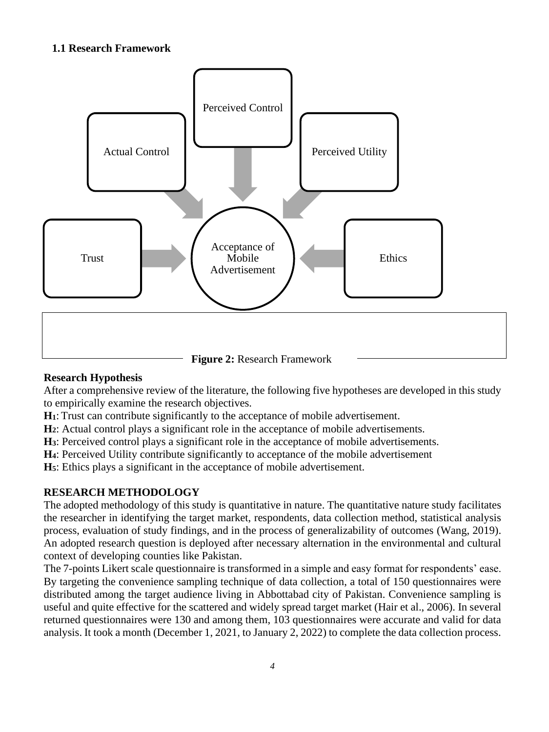## 1.1 Research Framework

Figure 2: Research Framework

**Research Hypothesis**

After a comprehensive review of the literature, the following five hypotheses are developed in this study to empirically examine the research objectives.

**H1**: Trust can contribute significantly to the acceptance of mobile advertisement.

**H2**: Actual control plays a significant role in the acceptance of mobile advertisements.

**H3**: Perceived control plays a significant role in the acceptance of mobile advertisements.

**H4**: Perceived Utility contribute significantly to acceptance of the mobile advertisement

**H5**: Ethics plays a significant in the acceptance of mobile advertisement.

## RESEARCH METHODOLOGY

The adopted methodology of this study is quantitative in nature. The quantitative nature study facilitates the researcher in identifying the target market, respondents, data collection method, statistical analysis process, evaluation of study findings, and in the process of generalizability of outcomes (Wang, 2019). An adopted research question is deployed after necessary alternation in the environmental and cultural context of developing counties like Pakistan.

The 7-points Likert scale questionnaire is transformed in a simple and easy format for respondents' ease. By targeting the convenience sampling technique of data collection, a total of 150 questionnaires were distributed among the target audience living in Abbottabad city of Pakistan. Convenience sampling is useful and quite effective for the scattered and widely spread target market (Hair et al., 2006). In several returned questionnaires were 130 and among them, 103 questionnaires were accurate and valid for data analysis. It took a month (December 1, 2021, to January 2, 2022) to complete the data collection process.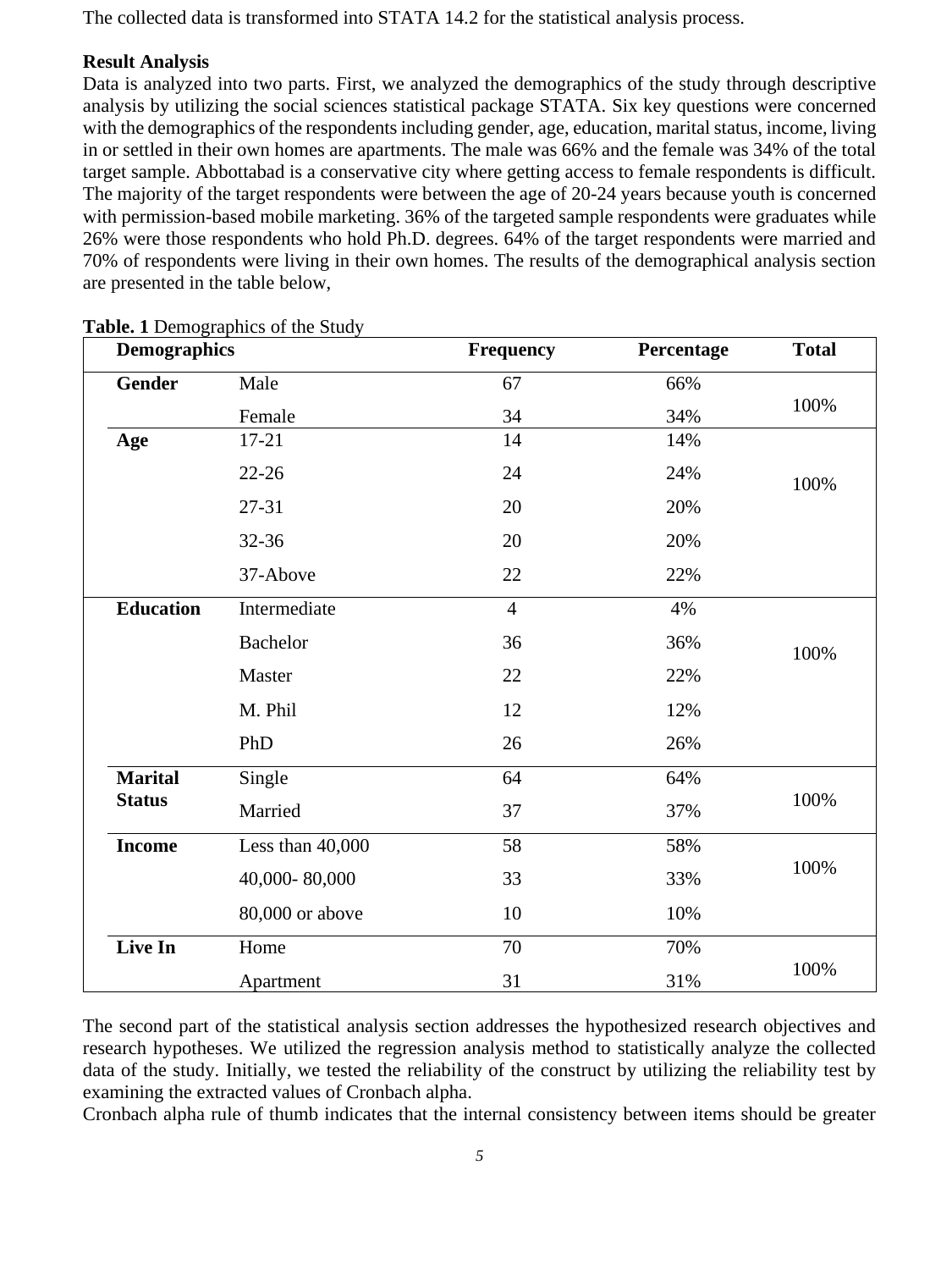The collected data is transformed into STATA 14.2 for the statistical analysis process.

**Result Analysis**

Data is analyzed into two parts. First, we analyzed the demographics of the study through descriptive analysis by utilizing the social sciences statistical package STATA. Six key questions were concerned with the demographics of the respondents including gender, age, education, marital status, income, living in or settled in their own homes are apartments. The male was 66% and the female was 34% of the total target sample. Abbottabad is a conservative city where getting access to female respondents is difficult. The majority of the target respondents were between the age of 20-24 years because youth is concerned with permission-based mobile marketing. 36% of the targeted sample respondents were graduates while 26% were those respondents who hold Ph.D. degrees. 64% of the target respondents were married and 70% of respondents were living in their own homes. The results of the demographical analysis section are presented in the table below,

**Table. 1** Demographics of the Study

| Demographics | | Frequency | Percentage | Total |
|---|---|---|---|---|
| **Gender** | Male | 67 | 66% | 100% |
| | Female | 34 | 34% | |
| **Age** | 17-21 | 14 | 14% | 100% |
| | 22-26 | 24 | 24% | |
| | 27-31 | 20 | 20% | |
| | 32-36 | 20 | 20% | |
| | 37-Above | 22 | 22% | |
| **Education** | Intermediate | 4 | 4% | 100% |
| | Bachelor | 36 | 36% | |
| | Master | 22 | 22% | |
| | M. Phil | 12 | 12% | |
| | PhD | 26 | 26% | |
| **Marital Status** | Single | 64 | 64% | 100% |
| | Married | 37 | 37% | |
| **Income** | Less than 40,000 | 58 | 58% | 100% |
| | 40,000- 80,000 | 33 | 33% | |
| | 80,000 or above | 10 | 10% | |
| **Live In** | Home | 70 | 70% | 100% |
| | Apartment | 31 | 31% | |

The second part of the statistical analysis section addresses the hypothesized research objectives and research hypotheses. We utilized the regression analysis method to statistically analyze the collected data of the study. Initially, we tested the reliability of the construct by utilizing the reliability test by examining the extracted values of Cronbach alpha.

Cronbach alpha rule of thumb indicates that the internal consistency between items should be greater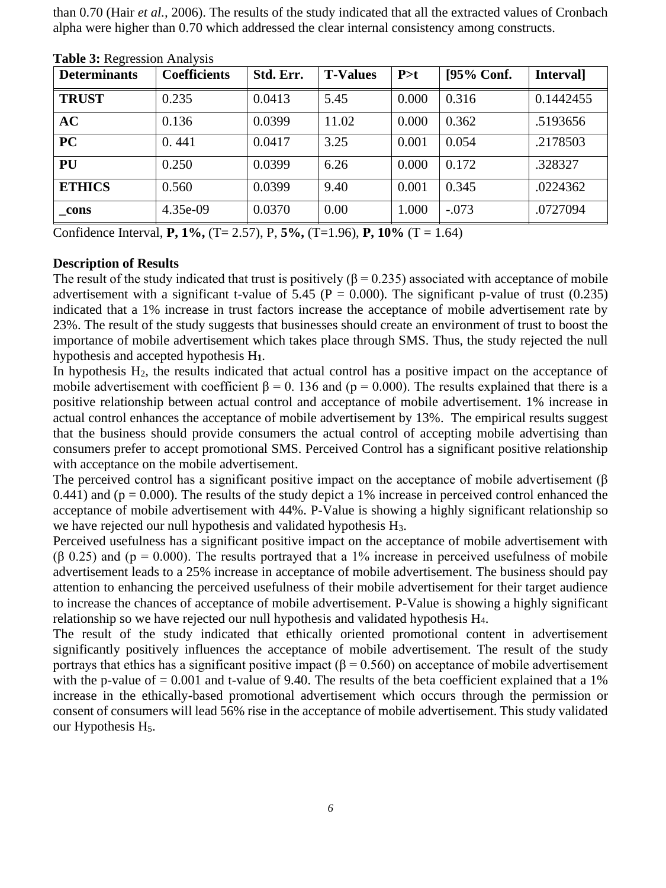than 0.70 (Hair *et al.,* 2006). The results of the study indicated that all the extracted values of Cronbach alpha were higher than 0.70 which addressed the clear internal consistency among constructs.

**Table 3:** Regression Analysis

| Determinants | Coefficients | Std. Err. | T-Values | P>t | [95% Conf. | Interval] |
|---|---|---|---|---|---|---|
| **TRUST** | 0.235 | 0.0413 | 5.45 | 0.000 | 0.316 | 0.1442455 |
| **AC** | 0.136 | 0.0399 | 11.02 | 0.000 | 0.362 | .5193656 |
| **PC** | 0. 441 | 0.0417 | 3.25 | 0.001 | 0.054 | .2178503 |
| **PU** | 0.250 | 0.0399 | 6.26 | 0.000 | 0.172 | .328327 |
| **ETHICS** | 0.560 | 0.0399 | 9.40 | 0.001 | 0.345 | .0224362 |
| **_cons** | 4.35e-09 | 0.0370 | 0.00 | 1.000 | -.073 | .0727094 |

Confidence Interval, **P, 1%,** (T= 2.57), P, **5%,** (T=1.96), **P, 10%** (T = 1.64)

**Description of Results**

The result of the study indicated that trust is positively ($\beta = 0.235$) associated with acceptance of mobile advertisement with a significant t-value of 5.45 (P = 0.000). The significant p-value of trust (0.235) indicated that a 1% increase in trust factors increase the acceptance of mobile advertisement rate by 23%. The result of the study suggests that businesses should create an environment of trust to boost the importance of mobile advertisement which takes place through SMS. Thus, the study rejected the null hypothesis and accepted hypothesis $H_1$.

In hypothesis $H_2$, the results indicated that actual control has a positive impact on the acceptance of mobile advertisement with coefficient $\beta = 0.136$ and ($p = 0.000$). The results explained that there is a positive relationship between actual control and acceptance of mobile advertisement. 1% increase in actual control enhances the acceptance of mobile advertisement by 13%. The empirical results suggest that the business should provide consumers the actual control of accepting mobile advertising than consumers prefer to accept promotional SMS. Perceived Control has a significant positive relationship with acceptance on the mobile advertisement.

The perceived control has a significant positive impact on the acceptance of mobile advertisement ($\beta$ 0.441) and ($p = 0.000$). The results of the study depict a 1% increase in perceived control enhanced the acceptance of mobile advertisement with 44%. P-Value is showing a highly significant relationship so we have rejected our null hypothesis and validated hypothesis $H_3$.

Perceived usefulness has a significant positive impact on the acceptance of mobile advertisement with ($\beta$ 0.25) and ($p = 0.000$). The results portrayed that a 1% increase in perceived usefulness of mobile advertisement leads to a 25% increase in acceptance of mobile advertisement. The business should pay attention to enhancing the perceived usefulness of their mobile advertisement for their target audience to increase the chances of acceptance of mobile advertisement. P-Value is showing a highly significant relationship so we have rejected our null hypothesis and validated hypothesis $H_4$.

The result of the study indicated that ethically oriented promotional content in advertisement significantly positively influences the acceptance of mobile advertisement. The result of the study portrays that ethics has a significant positive impact ($\beta = 0.560$) on acceptance of mobile advertisement with the p-value of = 0.001 and t-value of 9.40. The results of the beta coefficient explained that a 1% increase in the ethically-based promotional advertisement which occurs through the permission or consent of consumers will lead 56% rise in the acceptance of mobile advertisement. This study validated our Hypothesis $H_5$.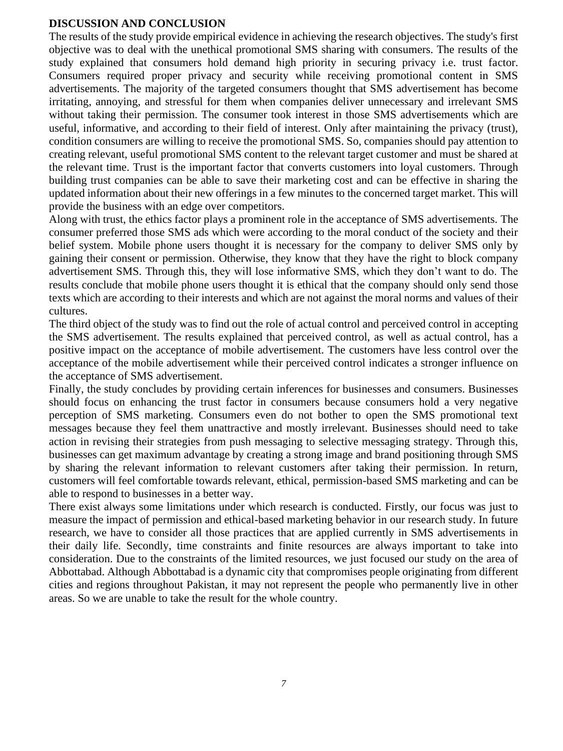## DISCUSSION AND CONCLUSION

The results of the study provide empirical evidence in achieving the research objectives. The study's first objective was to deal with the unethical promotional SMS sharing with consumers. The results of the study explained that consumers hold demand high priority in securing privacy i.e. trust factor. Consumers required proper privacy and security while receiving promotional content in SMS advertisements. The majority of the targeted consumers thought that SMS advertisement has become irritating, annoying, and stressful for them when companies deliver unnecessary and irrelevant SMS without taking their permission. The consumer took interest in those SMS advertisements which are useful, informative, and according to their field of interest. Only after maintaining the privacy (trust), condition consumers are willing to receive the promotional SMS. So, companies should pay attention to creating relevant, useful promotional SMS content to the relevant target customer and must be shared at the relevant time. Trust is the important factor that converts customers into loyal customers. Through building trust companies can be able to save their marketing cost and can be effective in sharing the updated information about their new offerings in a few minutes to the concerned target market. This will provide the business with an edge over competitors.

Along with trust, the ethics factor plays a prominent role in the acceptance of SMS advertisements. The consumer preferred those SMS ads which were according to the moral conduct of the society and their belief system. Mobile phone users thought it is necessary for the company to deliver SMS only by gaining their consent or permission. Otherwise, they know that they have the right to block company advertisement SMS. Through this, they will lose informative SMS, which they don't want to do. The results conclude that mobile phone users thought it is ethical that the company should only send those texts which are according to their interests and which are not against the moral norms and values of their cultures.

The third object of the study was to find out the role of actual control and perceived control in accepting the SMS advertisement. The results explained that perceived control, as well as actual control, has a positive impact on the acceptance of mobile advertisement. The customers have less control over the acceptance of the mobile advertisement while their perceived control indicates a stronger influence on the acceptance of SMS advertisement.

Finally, the study concludes by providing certain inferences for businesses and consumers. Businesses should focus on enhancing the trust factor in consumers because consumers hold a very negative perception of SMS marketing. Consumers even do not bother to open the SMS promotional text messages because they feel them unattractive and mostly irrelevant. Businesses should need to take action in revising their strategies from push messaging to selective messaging strategy. Through this, businesses can get maximum advantage by creating a strong image and brand positioning through SMS by sharing the relevant information to relevant customers after taking their permission. In return, customers will feel comfortable towards relevant, ethical, permission-based SMS marketing and can be able to respond to businesses in a better way.

There exist always some limitations under which research is conducted. Firstly, our focus was just to measure the impact of permission and ethical-based marketing behavior in our research study. In future research, we have to consider all those practices that are applied currently in SMS advertisements in their daily life. Secondly, time constraints and finite resources are always important to take into consideration. Due to the constraints of the limited resources, we just focused our study on the area of Abbottabad. Although Abbottabad is a dynamic city that compromises people originating from different cities and regions throughout Pakistan, it may not represent the people who permanently live in other areas. So we are unable to take the result for the whole country.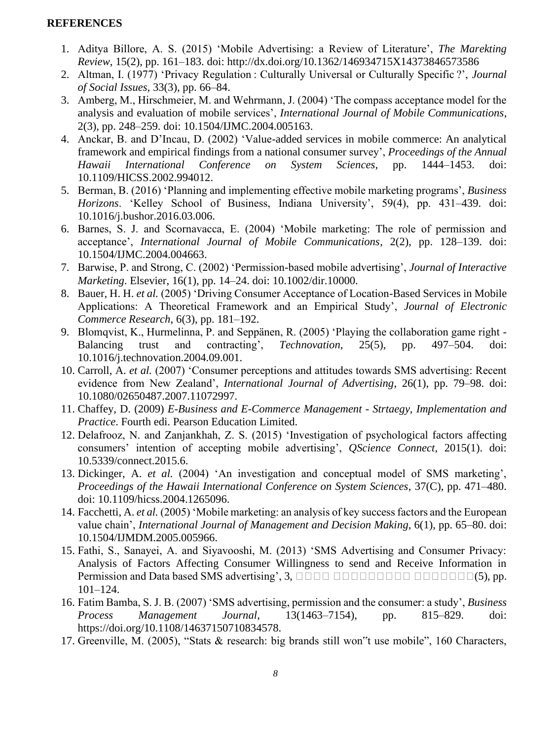**REFERENCES**

1. Aditya Billore, A. S. (2015) 'Mobile Advertising: a Review of Literature', *The Marekting Review*, 15(2), pp. 161–183. doi: http://dx.doi.org/10.1362/146934715X14373846573586
2. Altman, I. (1977) 'Privacy Regulation : Culturally Universal or Culturally Specific ?', *Journal of Social Issues*, 33(3), pp. 66–84.
3. Amberg, M., Hirschmeier, M. and Wehrmann, J. (2004) 'The compass acceptance model for the analysis and evaluation of mobile services', *International Journal of Mobile Communications*, 2(3), pp. 248–259. doi: 10.1504/IJMC.2004.005163.
4. Anckar, B. and D'Incau, D. (2002) 'Value-added services in mobile commerce: An analytical framework and empirical findings from a national consumer survey', *Proceedings of the Annual Hawaii International Conference on System Sciences*, pp. 1444–1453. doi: 10.1109/HICSS.2002.994012.
5. Berman, B. (2016) 'Planning and implementing effective mobile marketing programs', *Business Horizons*. 'Kelley School of Business, Indiana University', 59(4), pp. 431–439. doi: 10.1016/j.bushor.2016.03.006.
6. Barnes, S. J. and Scornavacca, E. (2004) 'Mobile marketing: The role of permission and acceptance', *International Journal of Mobile Communications*, 2(2), pp. 128–139. doi: 10.1504/IJMC.2004.004663.
7. Barwise, P. and Strong, C. (2002) 'Permission-based mobile advertising', *Journal of Interactive Marketing*. Elsevier, 16(1), pp. 14–24. doi: 10.1002/dir.10000.
8. Bauer, H. H. *et al.* (2005) 'Driving Consumer Acceptance of Location-Based Services in Mobile Applications: A Theoretical Framework and an Empirical Study', *Journal of Electronic Commerce Research*, 6(3), pp. 181–192.
9. Blomqvist, K., Hurmelinna, P. and Seppänen, R. (2005) 'Playing the collaboration game right - Balancing trust and contracting', *Technovation*, 25(5), pp. 497–504. doi: 10.1016/j.technovation.2004.09.001.
10. Carroll, A. *et al.* (2007) 'Consumer perceptions and attitudes towards SMS advertising: Recent evidence from New Zealand', *International Journal of Advertising*, 26(1), pp. 79–98. doi: 10.1080/02650487.2007.11072997.
11. Chaffey, D. (2009) *E-Business and E-Commerce Management - Strtaegy, Implementation and Practice*. Fourth edi. Pearson Education Limited.
12. Delafrooz, N. and Zanjankhah, Z. S. (2015) 'Investigation of psychological factors affecting consumers' intention of accepting mobile advertising', *QScience Connect*, 2015(1). doi: 10.5339/connect.2015.6.
13. Dickinger, A. *et al.* (2004) 'An investigation and conceptual model of SMS marketing', *Proceedings of the Hawaii International Conference on System Sciences*, 37(C), pp. 471–480. doi: 10.1109/hicss.2004.1265096.
14. Facchetti, A. *et al.* (2005) 'Mobile marketing: an analysis of key success factors and the European value chain', *International Journal of Management and Decision Making*, 6(1), pp. 65–80. doi: 10.1504/IJMDM.2005.005966.
15. Fathi, S., Sanayei, A. and Siyavooshi, M. (2013) 'SMS Advertising and Consumer Privacy: Analysis of Factors Affecting Consumer Willingness to send and Receive Information in Permission and Data based SMS advertising', 3, □□□□ □□□□□□□□□ □□□□□□□(5), pp. 101–124.
16. Fatim Bamba, S. J. B. (2007) 'SMS advertising, permission and the consumer: a study', *Business Process Management Journal*, 13(1463–7154), pp. 815–829. doi: https://doi.org/10.1108/14637150710834578.
17. Greenville, M. (2005), "Stats & research: big brands still won‟t use mobile", 160 Characters,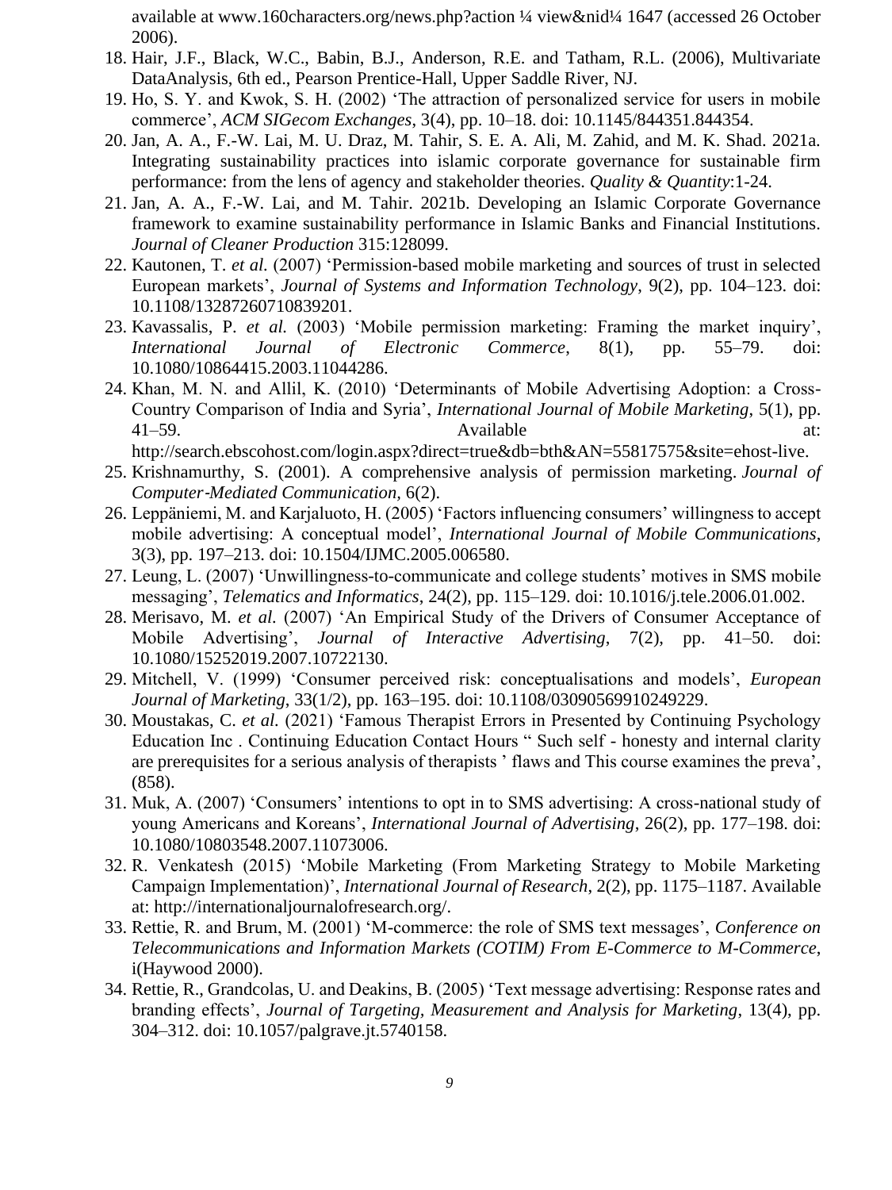available at www.160characters.org/news.php?action ¼ view&nid¼ 1647 (accessed 26 October 2006).

18. Hair, J.F., Black, W.C., Babin, B.J., Anderson, R.E. and Tatham, R.L. (2006), Multivariate DataAnalysis, 6th ed., Pearson Prentice-Hall, Upper Saddle River, NJ.
19. Ho, S. Y. and Kwok, S. H. (2002) 'The attraction of personalized service for users in mobile commerce', *ACM SIGecom Exchanges*, 3(4), pp. 10–18. doi: 10.1145/844351.844354.
20. Jan, A. A., F.-W. Lai, M. U. Draz, M. Tahir, S. E. A. Ali, M. Zahid, and M. K. Shad. 2021a. Integrating sustainability practices into islamic corporate governance for sustainable firm performance: from the lens of agency and stakeholder theories. *Quality & Quantity*:1-24.
21. Jan, A. A., F.-W. Lai, and M. Tahir. 2021b. Developing an Islamic Corporate Governance framework to examine sustainability performance in Islamic Banks and Financial Institutions. *Journal of Cleaner Production* 315:128099.
22. Kautonen, T. *et al.* (2007) 'Permission-based mobile marketing and sources of trust in selected European markets', *Journal of Systems and Information Technology*, 9(2), pp. 104–123. doi: 10.1108/13287260710839201.
23. Kavassalis, P. *et al.* (2003) 'Mobile permission marketing: Framing the market inquiry', *International Journal of Electronic Commerce*, 8(1), pp. 55–79. doi: 10.1080/10864415.2003.11044286.
24. Khan, M. N. and Allil, K. (2010) 'Determinants of Mobile Advertising Adoption: a Cross-Country Comparison of India and Syria', *International Journal of Mobile Marketing*, 5(1), pp. 41–59. Available at: http://search.ebscohost.com/login.aspx?direct=true&db=bth&AN=55817575&site=ehost-live.
25. Krishnamurthy, S. (2001). A comprehensive analysis of permission marketing. *Journal of Computer-Mediated Communication*, 6(2).
26. Leppäniemi, M. and Karjaluoto, H. (2005) 'Factors influencing consumers' willingness to accept mobile advertising: A conceptual model', *International Journal of Mobile Communications*, 3(3), pp. 197–213. doi: 10.1504/IJMC.2005.006580.
27. Leung, L. (2007) 'Unwillingness-to-communicate and college students' motives in SMS mobile messaging', *Telematics and Informatics*, 24(2), pp. 115–129. doi: 10.1016/j.tele.2006.01.002.
28. Merisavo, M. *et al.* (2007) 'An Empirical Study of the Drivers of Consumer Acceptance of Mobile Advertising', *Journal of Interactive Advertising*, 7(2), pp. 41–50. doi: 10.1080/15252019.2007.10722130.
29. Mitchell, V. (1999) 'Consumer perceived risk: conceptualisations and models', *European Journal of Marketing*, 33(1/2), pp. 163–195. doi: 10.1108/03090569910249229.
30. Moustakas, C. *et al.* (2021) 'Famous Therapist Errors in Presented by Continuing Psychology Education Inc . Continuing Education Contact Hours " Such self - honesty and internal clarity are prerequisites for a serious analysis of therapists ' flaws and This course examines the preva', (858).
31. Muk, A. (2007) 'Consumers' intentions to opt in to SMS advertising: A cross-national study of young Americans and Koreans', *International Journal of Advertising*, 26(2), pp. 177–198. doi: 10.1080/10803548.2007.11073006.
32. R. Venkatesh (2015) 'Mobile Marketing (From Marketing Strategy to Mobile Marketing Campaign Implementation)', *International Journal of Research*, 2(2), pp. 1175–1187. Available at: http://internationaljournalofresearch.org/.
33. Rettie, R. and Brum, M. (2001) 'M-commerce: the role of SMS text messages', *Conference on Telecommunications and Information Markets (COTIM) From E-Commerce to M-Commerce*, i(Haywood 2000).
34. Rettie, R., Grandcolas, U. and Deakins, B. (2005) 'Text message advertising: Response rates and branding effects', *Journal of Targeting, Measurement and Analysis for Marketing*, 13(4), pp. 304–312. doi: 10.1057/palgrave.jt.5740158.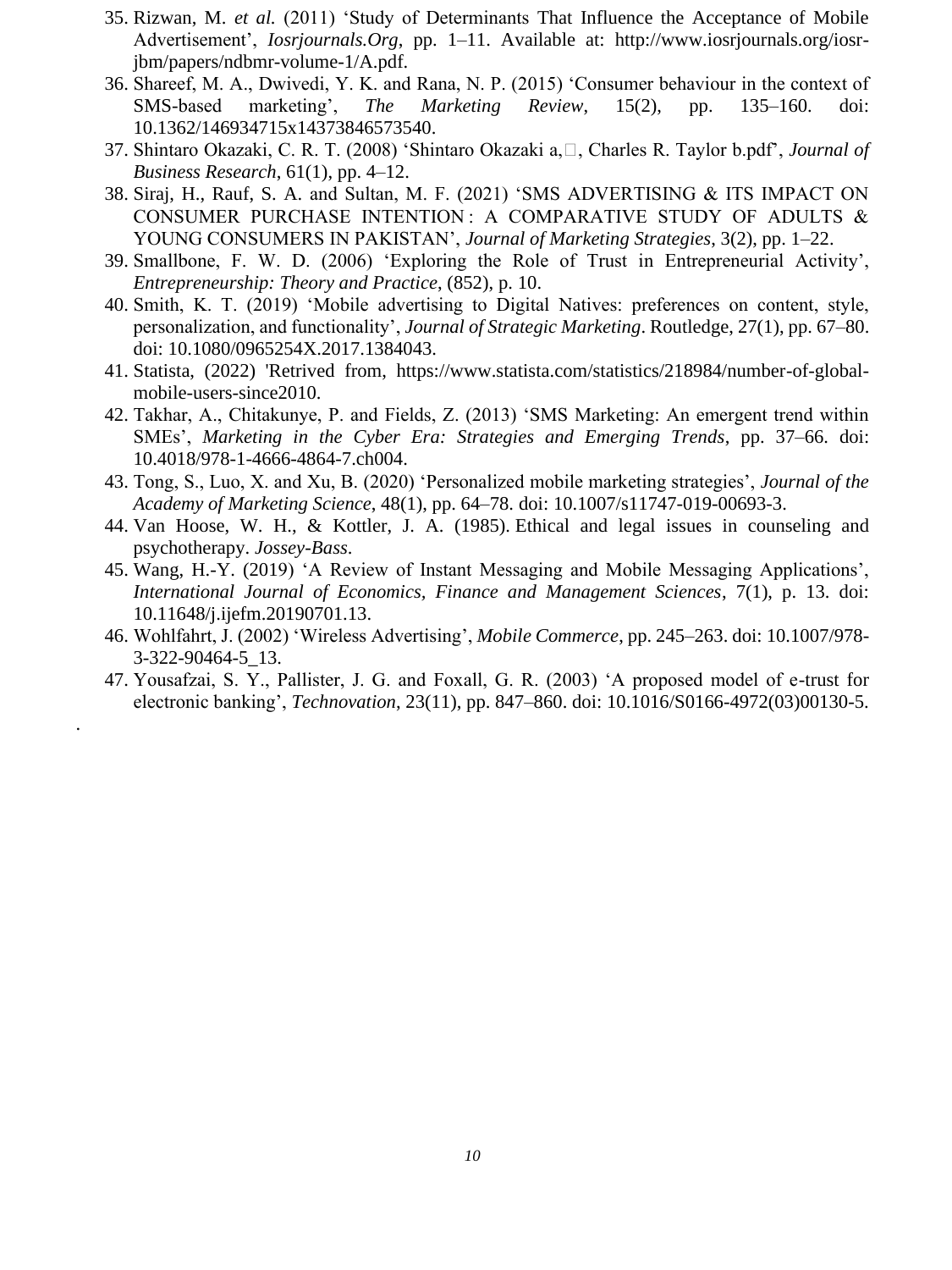35. Rizwan, M. *et al.* (2011) 'Study of Determinants That Influence the Acceptance of Mobile Advertisement', *Iosrjournals.Org*, pp. 1–11. Available at: http://www.iosrjournals.org/iosr-jbm/papers/ndbmr-volume-1/A.pdf.
36. Shareef, M. A., Dwivedi, Y. K. and Rana, N. P. (2015) 'Consumer behaviour in the context of SMS-based marketing', *The Marketing Review*, 15(2), pp. 135–160. doi: 10.1362/146934715x14373846573540.
37. Shintaro Okazaki, C. R. T. (2008) 'Shintaro Okazaki a,, Charles R. Taylor b.pdf', *Journal of Business Research*, 61(1), pp. 4–12.
38. Siraj, H., Rauf, S. A. and Sultan, M. F. (2021) 'SMS ADVERTISING & ITS IMPACT ON CONSUMER PURCHASE INTENTION : A COMPARATIVE STUDY OF ADULTS & YOUNG CONSUMERS IN PAKISTAN', *Journal of Marketing Strategies*, 3(2), pp. 1–22.
39. Smallbone, F. W. D. (2006) 'Exploring the Role of Trust in Entrepreneurial Activity', *Entrepreneurship: Theory and Practice*, (852), p. 10.
40. Smith, K. T. (2019) 'Mobile advertising to Digital Natives: preferences on content, style, personalization, and functionality', *Journal of Strategic Marketing*. Routledge, 27(1), pp. 67–80. doi: 10.1080/0965254X.2017.1384043.
41. Statista, (2022) 'Retrived from, https://www.statista.com/statistics/218984/number-of-global-mobile-users-since2010.
42. Takhar, A., Chitakunye, P. and Fields, Z. (2013) 'SMS Marketing: An emergent trend within SMEs', *Marketing in the Cyber Era: Strategies and Emerging Trends*, pp. 37–66. doi: 10.4018/978-1-4666-4864-7.ch004.
43. Tong, S., Luo, X. and Xu, B. (2020) 'Personalized mobile marketing strategies', *Journal of the Academy of Marketing Science*, 48(1), pp. 64–78. doi: 10.1007/s11747-019-00693-3.
44. Van Hoose, W. H., & Kottler, J. A. (1985). Ethical and legal issues in counseling and psychotherapy. *Jossey-Bass*.
45. Wang, H.-Y. (2019) 'A Review of Instant Messaging and Mobile Messaging Applications', *International Journal of Economics, Finance and Management Sciences*, 7(1), p. 13. doi: 10.11648/j.ijefm.20190701.13.
46. Wohlfahrt, J. (2002) 'Wireless Advertising', *Mobile Commerce*, pp. 245–263. doi: 10.1007/978-3-322-90464-5_13.
47. Yousafzai, S. Y., Pallister, J. G. and Foxall, G. R. (2003) 'A proposed model of e-trust for electronic banking', *Technovation*, 23(11), pp. 847–860. doi: 10.1016/S0166-4972(03)00130-5.

.